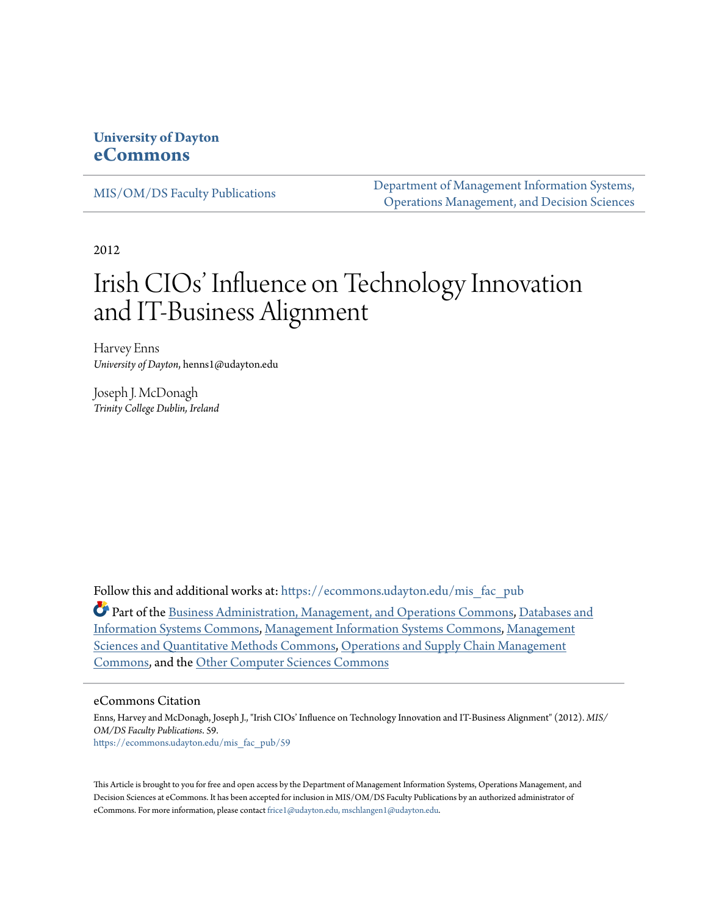University of Dayton
**eCommons**

MIS/OM/DS Faculty Publications

Department of Management Information Systems, Operations Management, and Decision Sciences

2012

# Irish CIOs' Influence on Technology Innovation and IT-Business Alignment

Harvey Enns
*University of Dayton*, henns1@udayton.edu

Joseph J. McDonagh
*Trinity College Dublin, Ireland*

Follow this and additional works at: https://ecommons.udayton.edu/mis_fac_pub

Part of the Business Administration, Management, and Operations Commons, Databases and Information Systems Commons, Management Information Systems Commons, Management Sciences and Quantitative Methods Commons, Operations and Supply Chain Management Commons, and the Other Computer Sciences Commons

## eCommons Citation

Enns, Harvey and McDonagh, Joseph J., "Irish CIOs' Influence on Technology Innovation and IT-Business Alignment" (2012). *MIS/OM/DS Faculty Publications*. 59.
https://ecommons.udayton.edu/mis_fac_pub/59

This Article is brought to you for free and open access by the Department of Management Information Systems, Operations Management, and Decision Sciences at eCommons. It has been accepted for inclusion in MIS/OM/DS Faculty Publications by an authorized administrator of eCommons. For more information, please contact frice1@udayton.edu, mschlangen1@udayton.edu.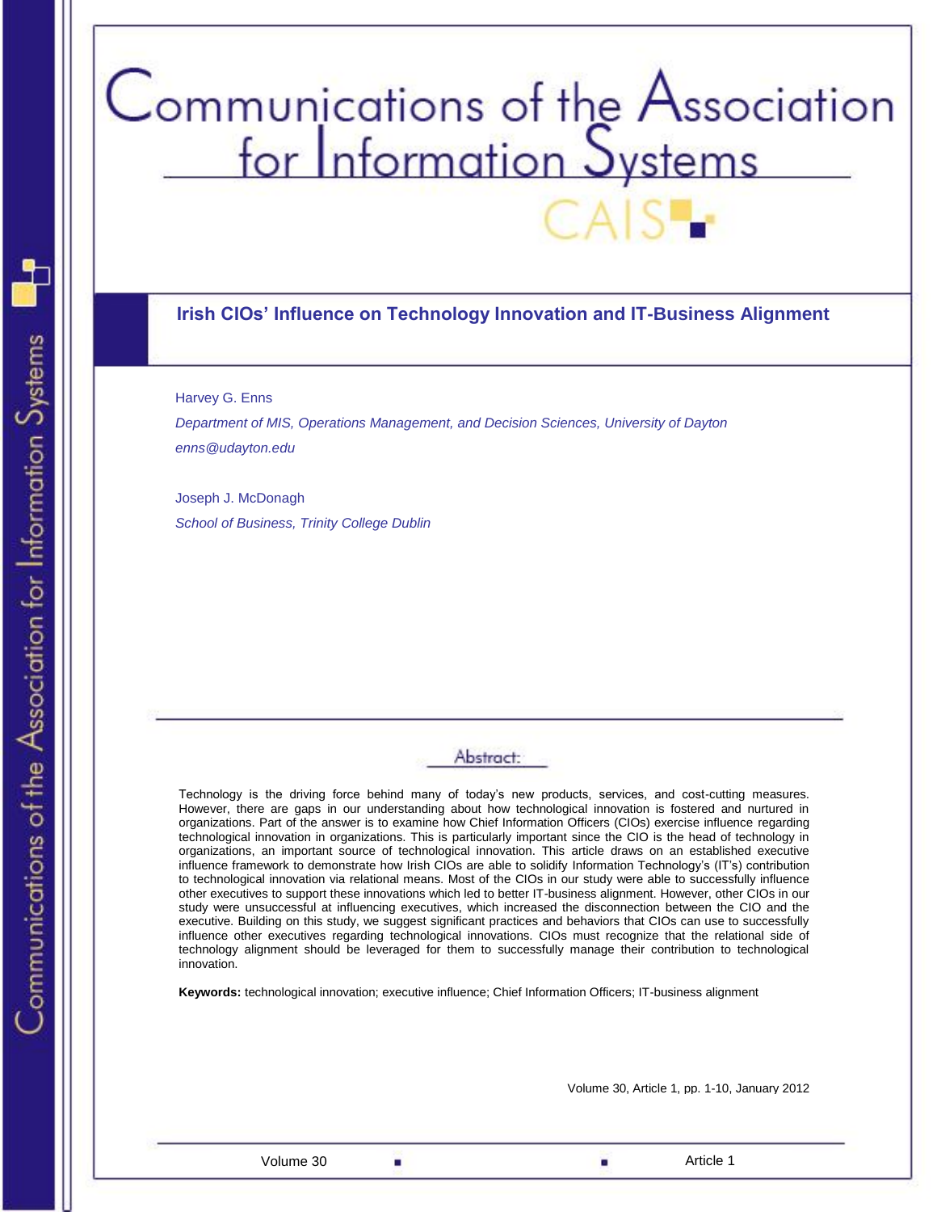# Irish CIOs' Influence on Technology Innovation and IT-Business Alignment

Harvey G. Enns

*Department of MIS, Operations Management, and Decision Sciences, University of Dayton*

*enns@udayton.edu*

Joseph J. McDonagh

*School of Business, Trinity College Dublin*

## Abstract:

Technology is the driving force behind many of today's new products, services, and cost-cutting measures. However, there are gaps in our understanding about how technological innovation is fostered and nurtured in organizations. Part of the answer is to examine how Chief Information Officers (CIOs) exercise influence regarding technological innovation in organizations. This is particularly important since the CIO is the head of technology in organizations, an important source of technological innovation. This article draws on an established executive influence framework to demonstrate how Irish CIOs are able to solidify Information Technology's (IT's) contribution to technological innovation via relational means. Most of the CIOs in our study were able to successfully influence other executives to support these innovations which led to better IT-business alignment. However, other CIOs in our study were unsuccessful at influencing executives, which increased the disconnection between the CIO and the executive. Building on this study, we suggest significant practices and behaviors that CIOs can use to successfully influence other executives regarding technological innovations. CIOs must recognize that the relational side of technology alignment should be leveraged for them to successfully manage their contribution to technological innovation.

**Keywords:** technological innovation; executive influence; Chief Information Officers; IT-business alignment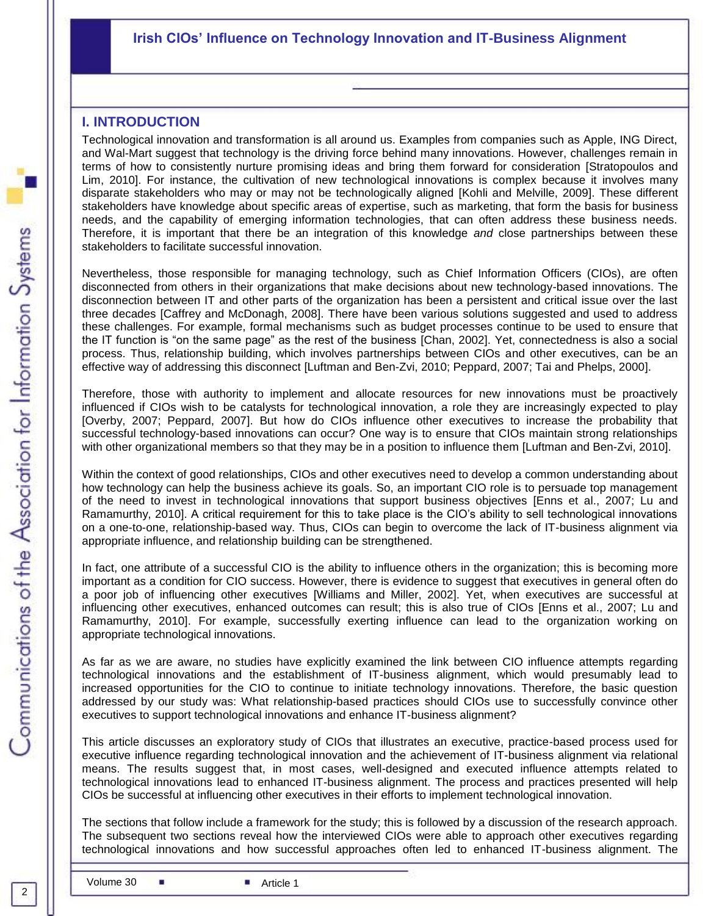## I. INTRODUCTION

Technological innovation and transformation is all around us. Examples from companies such as Apple, ING Direct, and Wal-Mart suggest that technology is the driving force behind many innovations. However, challenges remain in terms of how to consistently nurture promising ideas and bring them forward for consideration [Stratopoulos and Lim, 2010]. For instance, the cultivation of new technological innovations is complex because it involves many disparate stakeholders who may or may not be technologically aligned [Kohli and Melville, 2009]. These different stakeholders have knowledge about specific areas of expertise, such as marketing, that form the basis for business needs, and the capability of emerging information technologies, that can often address these business needs. Therefore, it is important that there be an integration of this knowledge *and* close partnerships between these stakeholders to facilitate successful innovation.

Nevertheless, those responsible for managing technology, such as Chief Information Officers (CIOs), are often disconnected from others in their organizations that make decisions about new technology-based innovations. The disconnection between IT and other parts of the organization has been a persistent and critical issue over the last three decades [Caffrey and McDonagh, 2008]. There have been various solutions suggested and used to address these challenges. For example, formal mechanisms such as budget processes continue to be used to ensure that the IT function is “on the same page” as the rest of the business [Chan, 2002]. Yet, connectedness is also a social process. Thus, relationship building, which involves partnerships between CIOs and other executives, can be an effective way of addressing this disconnect [Luftman and Ben-Zvi, 2010; Peppard, 2007; Tai and Phelps, 2000].

Therefore, those with authority to implement and allocate resources for new innovations must be proactively influenced if CIOs wish to be catalysts for technological innovation, a role they are increasingly expected to play [Overby, 2007; Peppard, 2007]. But how do CIOs influence other executives to increase the probability that successful technology-based innovations can occur? One way is to ensure that CIOs maintain strong relationships with other organizational members so that they may be in a position to influence them [Luftman and Ben-Zvi, 2010].

Within the context of good relationships, CIOs and other executives need to develop a common understanding about how technology can help the business achieve its goals. So, an important CIO role is to persuade top management of the need to invest in technological innovations that support business objectives [Enns et al., 2007; Lu and Ramamurthy, 2010]. A critical requirement for this to take place is the CIO’s ability to sell technological innovations on a one-to-one, relationship-based way. Thus, CIOs can begin to overcome the lack of IT-business alignment via appropriate influence, and relationship building can be strengthened.

In fact, one attribute of a successful CIO is the ability to influence others in the organization; this is becoming more important as a condition for CIO success. However, there is evidence to suggest that executives in general often do a poor job of influencing other executives [Williams and Miller, 2002]. Yet, when executives are successful at influencing other executives, enhanced outcomes can result; this is also true of CIOs [Enns et al., 2007; Lu and Ramamurthy, 2010]. For example, successfully exerting influence can lead to the organization working on appropriate technological innovations.

As far as we are aware, no studies have explicitly examined the link between CIO influence attempts regarding technological innovations and the establishment of IT-business alignment, which would presumably lead to increased opportunities for the CIO to continue to initiate technology innovations. Therefore, the basic question addressed by our study was: What relationship-based practices should CIOs use to successfully convince other executives to support technological innovations and enhance IT-business alignment?

This article discusses an exploratory study of CIOs that illustrates an executive, practice-based process used for executive influence regarding technological innovation and the achievement of IT-business alignment via relational means. The results suggest that, in most cases, well-designed and executed influence attempts related to technological innovations lead to enhanced IT-business alignment. The process and practices presented will help CIOs be successful at influencing other executives in their efforts to implement technological innovation.

The sections that follow include a framework for the study; this is followed by a discussion of the research approach. The subsequent two sections reveal how the interviewed CIOs were able to approach other executives regarding technological innovations and how successful approaches often led to enhanced IT-business alignment. The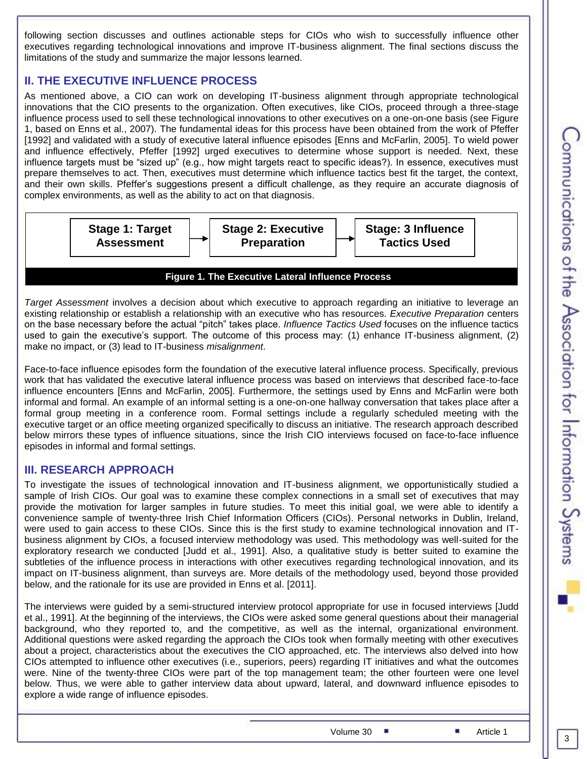following section discusses and outlines actionable steps for CIOs who wish to successfully influence other executives regarding technological innovations and improve IT-business alignment. The final sections discuss the limitations of the study and summarize the major lessons learned.

## II. THE EXECUTIVE INFLUENCE PROCESS

As mentioned above, a CIO can work on developing IT-business alignment through appropriate technological innovations that the CIO presents to the organization. Often executives, like CIOs, proceed through a three-stage influence process used to sell these technological innovations to other executives on a one-on-one basis (see Figure 1, based on Enns et al., 2007). The fundamental ideas for this process have been obtained from the work of Pfeffer [1992] and validated with a study of executive lateral influence episodes [Enns and McFarlin, 2005]. To wield power and influence effectively, Pfeffer [1992] urged executives to determine whose support is needed. Next, these influence targets must be "sized up" (e.g., how might targets react to specific ideas?). In essence, executives must prepare themselves to act. Then, executives must determine which influence tactics best fit the target, the context, and their own skills. Pfeffer's suggestions present a difficult challenge, as they require an accurate diagnosis of complex environments, as well as the ability to act on that diagnosis.

**Stage 1: Target Assessment** → **Stage 2: Executive Preparation** → **Stage: 3 Influence Tactics Used**

**Figure 1. The Executive Lateral Influence Process**

*Target Assessment* involves a decision about which executive to approach regarding an initiative to leverage an existing relationship or establish a relationship with an executive who has resources. *Executive Preparation* centers on the base necessary before the actual "pitch" takes place. *Influence Tactics Used* focuses on the influence tactics used to gain the executive's support. The outcome of this process may: (1) enhance IT-business alignment, (2) make no impact, or (3) lead to IT-business *misalignment*.

Face-to-face influence episodes form the foundation of the executive lateral influence process. Specifically, previous work that has validated the executive lateral influence process was based on interviews that described face-to-face influence encounters [Enns and McFarlin, 2005]. Furthermore, the settings used by Enns and McFarlin were both informal and formal. An example of an informal setting is a one-on-one hallway conversation that takes place after a formal group meeting in a conference room. Formal settings include a regularly scheduled meeting with the executive target or an office meeting organized specifically to discuss an initiative. The research approach described below mirrors these types of influence situations, since the Irish CIO interviews focused on face-to-face influence episodes in informal and formal settings.

## III. RESEARCH APPROACH

To investigate the issues of technological innovation and IT-business alignment, we opportunistically studied a sample of Irish CIOs. Our goal was to examine these complex connections in a small set of executives that may provide the motivation for larger samples in future studies. To meet this initial goal, we were able to identify a convenience sample of twenty-three Irish Chief Information Officers (CIOs). Personal networks in Dublin, Ireland, were used to gain access to these CIOs. Since this is the first study to examine technological innovation and IT-business alignment by CIOs, a focused interview methodology was used. This methodology was well-suited for the exploratory research we conducted [Judd et al., 1991]. Also, a qualitative study is better suited to examine the subtleties of the influence process in interactions with other executives regarding technological innovation, and its impact on IT-business alignment, than surveys are. More details of the methodology used, beyond those provided below, and the rationale for its use are provided in Enns et al. [2011].

The interviews were guided by a semi-structured interview protocol appropriate for use in focused interviews [Judd et al., 1991]. At the beginning of the interviews, the CIOs were asked some general questions about their managerial background, who they reported to, and the competitive, as well as the internal, organizational environment. Additional questions were asked regarding the approach the CIOs took when formally meeting with other executives about a project, characteristics about the executives the CIO approached, etc. The interviews also delved into how CIOs attempted to influence other executives (i.e., superiors, peers) regarding IT initiatives and what the outcomes were. Nine of the twenty-three CIOs were part of the top management team; the other fourteen were one level below. Thus, we were able to gather interview data about upward, lateral, and downward influence episodes to explore a wide range of influence episodes.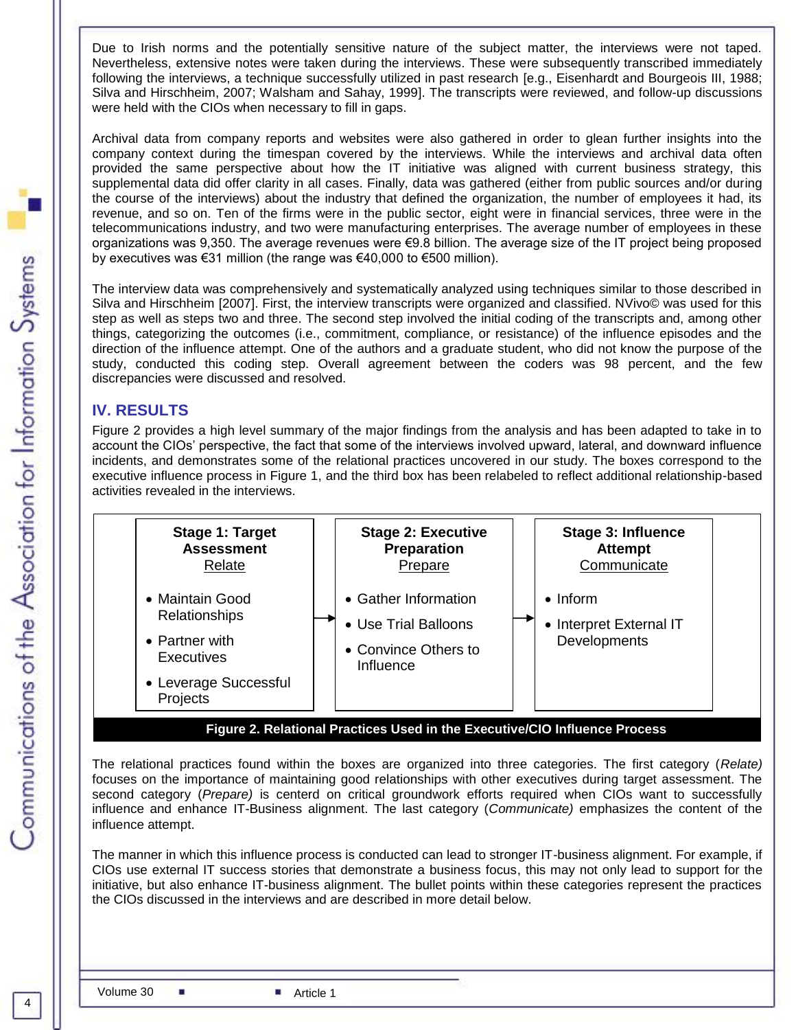Due to Irish norms and the potentially sensitive nature of the subject matter, the interviews were not taped. Nevertheless, extensive notes were taken during the interviews. These were subsequently transcribed immediately following the interviews, a technique successfully utilized in past research [e.g., Eisenhardt and Bourgeois III, 1988; Silva and Hirschheim, 2007; Walsham and Sahay, 1999]. The transcripts were reviewed, and follow-up discussions were held with the CIOs when necessary to fill in gaps.

Archival data from company reports and websites were also gathered in order to glean further insights into the company context during the timespan covered by the interviews. While the interviews and archival data often provided the same perspective about how the IT initiative was aligned with current business strategy, this supplemental data did offer clarity in all cases. Finally, data was gathered (either from public sources and/or during the course of the interviews) about the industry that defined the organization, the number of employees it had, its revenue, and so on. Ten of the firms were in the public sector, eight were in financial services, three were in the telecommunications industry, and two were manufacturing enterprises. The average number of employees in these organizations was 9,350. The average revenues were €9.8 billion. The average size of the IT project being proposed by executives was €31 million (the range was €40,000 to €500 million).

The interview data was comprehensively and systematically analyzed using techniques similar to those described in Silva and Hirschheim [2007]. First, the interview transcripts were organized and classified. NVivo© was used for this step as well as steps two and three. The second step involved the initial coding of the transcripts and, among other things, categorizing the outcomes (i.e., commitment, compliance, or resistance) of the influence episodes and the direction of the influence attempt. One of the authors and a graduate student, who did not know the purpose of the study, conducted this coding step. Overall agreement between the coders was 98 percent, and the few discrepancies were discussed and resolved.

## IV. RESULTS

Figure 2 provides a high level summary of the major findings from the analysis and has been adapted to take in to account the CIOs' perspective, the fact that some of the interviews involved upward, lateral, and downward influence incidents, and demonstrates some of the relational practices uncovered in our study. The boxes correspond to the executive influence process in Figure 1, and the third box has been relabeled to reflect additional relationship-based activities revealed in the interviews.

| Stage 1: Target Assessment <br> Relate | Stage 2: Executive Preparation <br> Prepare | Stage 3: Influence Attempt <br> Communicate |
|---|---|---|
| • Maintain Good Relationships <br> • Partner with Executives <br> • Leverage Successful Projects | • Gather Information <br> • Use Trial Balloons <br> • Convince Others to Influence | • Inform <br> • Interpret External IT Developments |

**Figure 2. Relational Practices Used in the Executive/CIO Influence Process**

The relational practices found within the boxes are organized into three categories. The first category (*Relate)* focuses on the importance of maintaining good relationships with other executives during target assessment. The second category (*Prepare)* is centerd on critical groundwork efforts required when CIOs want to successfully influence and enhance IT-Business alignment. The last category (*Communicate)* emphasizes the content of the influence attempt.

The manner in which this influence process is conducted can lead to stronger IT-business alignment. For example, if CIOs use external IT success stories that demonstrate a business focus, this may not only lead to support for the initiative, but also enhance IT-business alignment. The bullet points within these categories represent the practices the CIOs discussed in the interviews and are described in more detail below.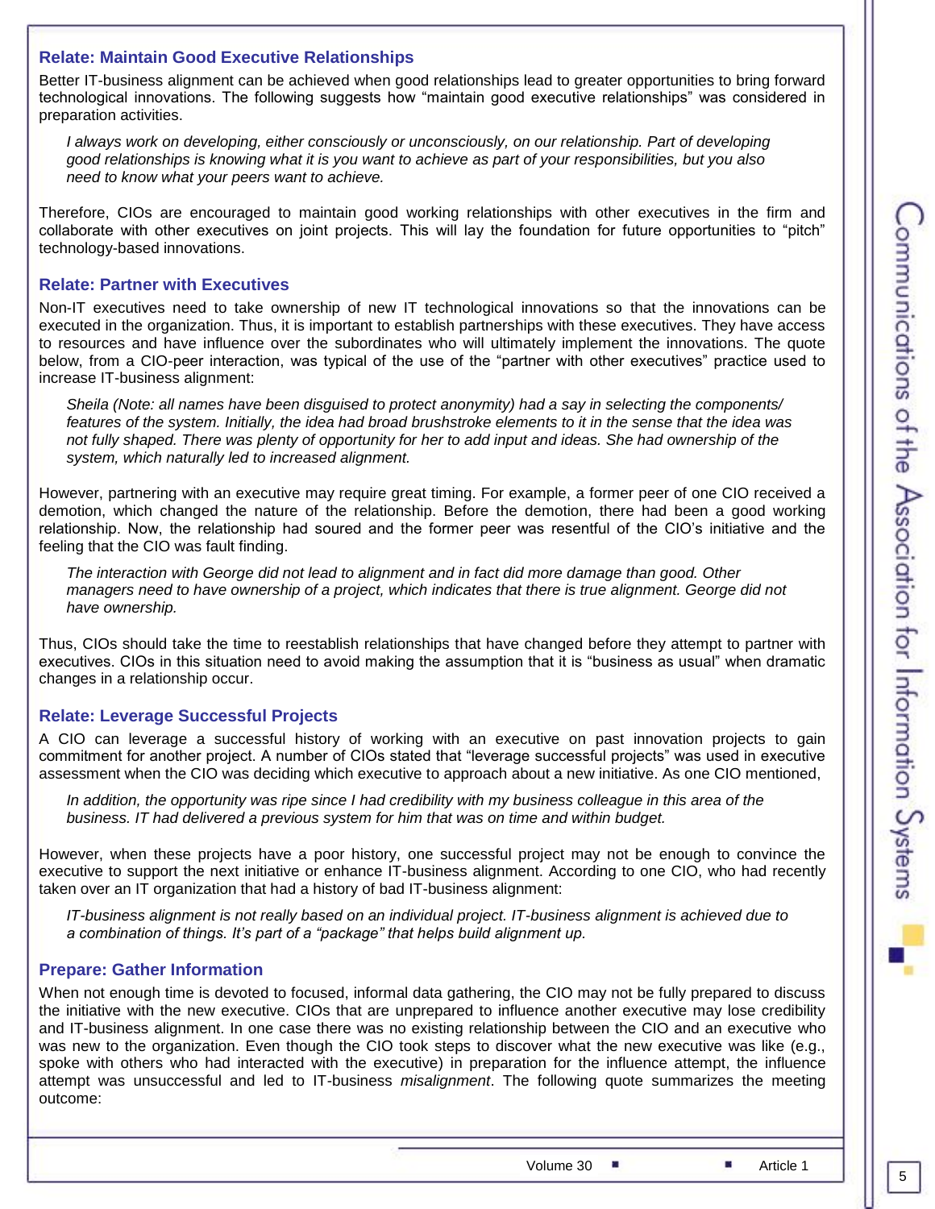### Relate: Maintain Good Executive Relationships

Better IT-business alignment can be achieved when good relationships lead to greater opportunities to bring forward technological innovations. The following suggests how "maintain good executive relationships" was considered in preparation activities.

> *I always work on developing, either consciously or unconsciously, on our relationship. Part of developing good relationships is knowing what it is you want to achieve as part of your responsibilities, but you also need to know what your peers want to achieve.*

Therefore, CIOs are encouraged to maintain good working relationships with other executives in the firm and collaborate with other executives on joint projects. This will lay the foundation for future opportunities to "pitch" technology-based innovations.

### Relate: Partner with Executives

Non-IT executives need to take ownership of new IT technological innovations so that the innovations can be executed in the organization. Thus, it is important to establish partnerships with these executives. They have access to resources and have influence over the subordinates who will ultimately implement the innovations. The quote below, from a CIO-peer interaction, was typical of the use of the "partner with other executives" practice used to increase IT-business alignment:

> *Sheila (Note: all names have been disguised to protect anonymity) had a say in selecting the components/ features of the system. Initially, the idea had broad brushstroke elements to it in the sense that the idea was not fully shaped. There was plenty of opportunity for her to add input and ideas. She had ownership of the system, which naturally led to increased alignment.*

However, partnering with an executive may require great timing. For example, a former peer of one CIO received a demotion, which changed the nature of the relationship. Before the demotion, there had been a good working relationship. Now, the relationship had soured and the former peer was resentful of the CIO's initiative and the feeling that the CIO was fault finding.

> *The interaction with George did not lead to alignment and in fact did more damage than good. Other managers need to have ownership of a project, which indicates that there is true alignment. George did not have ownership.*

Thus, CIOs should take the time to reestablish relationships that have changed before they attempt to partner with executives. CIOs in this situation need to avoid making the assumption that it is "business as usual" when dramatic changes in a relationship occur.

### Relate: Leverage Successful Projects

A CIO can leverage a successful history of working with an executive on past innovation projects to gain commitment for another project. A number of CIOs stated that "leverage successful projects" was used in executive assessment when the CIO was deciding which executive to approach about a new initiative. As one CIO mentioned,

> *In addition, the opportunity was ripe since I had credibility with my business colleague in this area of the business. IT had delivered a previous system for him that was on time and within budget.*

However, when these projects have a poor history, one successful project may not be enough to convince the executive to support the next initiative or enhance IT-business alignment. According to one CIO, who had recently taken over an IT organization that had a history of bad IT-business alignment:

> *IT-business alignment is not really based on an individual project. IT-business alignment is achieved due to a combination of things. It's part of a "package" that helps build alignment up.*

### Prepare: Gather Information

When not enough time is devoted to focused, informal data gathering, the CIO may not be fully prepared to discuss the initiative with the new executive. CIOs that are unprepared to influence another executive may lose credibility and IT-business alignment. In one case there was no existing relationship between the CIO and an executive who was new to the organization. Even though the CIO took steps to discover what the new executive was like (e.g., spoke with others who had interacted with the executive) in preparation for the influence attempt, the influence attempt was unsuccessful and led to IT-business *misalignment*. The following quote summarizes the meeting outcome: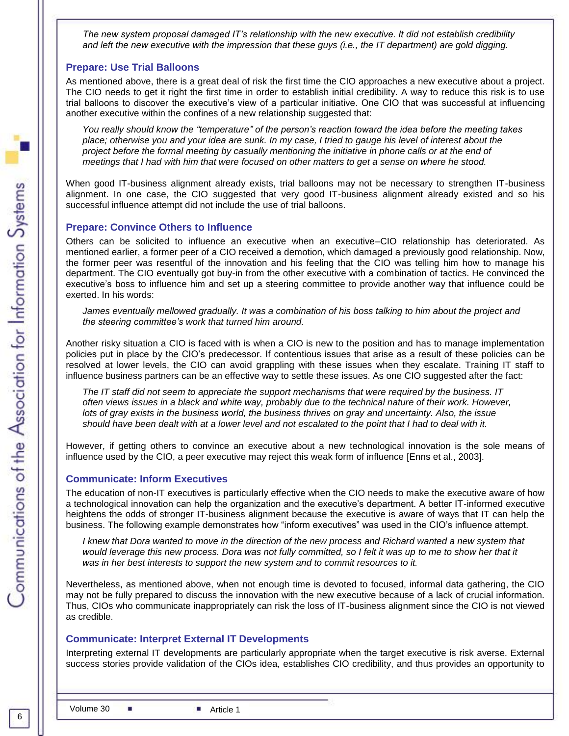> *The new system proposal damaged IT's relationship with the new executive. It did not establish credibility and left the new executive with the impression that these guys (i.e., the IT department) are gold digging.*

### Prepare: Use Trial Balloons

As mentioned above, there is a great deal of risk the first time the CIO approaches a new executive about a project. The CIO needs to get it right the first time in order to establish initial credibility. A way to reduce this risk is to use trial balloons to discover the executive's view of a particular initiative. One CIO that was successful at influencing another executive within the confines of a new relationship suggested that:

> *You really should know the "temperature" of the person's reaction toward the idea before the meeting takes place; otherwise you and your idea are sunk. In my case, I tried to gauge his level of interest about the project before the formal meeting by casually mentioning the initiative in phone calls or at the end of meetings that I had with him that were focused on other matters to get a sense on where he stood.*

When good IT-business alignment already exists, trial balloons may not be necessary to strengthen IT-business alignment. In one case, the CIO suggested that very good IT-business alignment already existed and so his successful influence attempt did not include the use of trial balloons.

### Prepare: Convince Others to Influence

Others can be solicited to influence an executive when an executive–CIO relationship has deteriorated. As mentioned earlier, a former peer of a CIO received a demotion, which damaged a previously good relationship. Now, the former peer was resentful of the innovation and his feeling that the CIO was telling him how to manage his department. The CIO eventually got buy-in from the other executive with a combination of tactics. He convinced the executive's boss to influence him and set up a steering committee to provide another way that influence could be exerted. In his words:

> *James eventually mellowed gradually. It was a combination of his boss talking to him about the project and the steering committee's work that turned him around.*

Another risky situation a CIO is faced with is when a CIO is new to the position and has to manage implementation policies put in place by the CIO's predecessor. If contentious issues that arise as a result of these policies can be resolved at lower levels, the CIO can avoid grappling with these issues when they escalate. Training IT staff to influence business partners can be an effective way to settle these issues. As one CIO suggested after the fact:

> *The IT staff did not seem to appreciate the support mechanisms that were required by the business. IT often views issues in a black and white way, probably due to the technical nature of their work. However, lots of gray exists in the business world, the business thrives on gray and uncertainty. Also, the issue should have been dealt with at a lower level and not escalated to the point that I had to deal with it.*

However, if getting others to convince an executive about a new technological innovation is the sole means of influence used by the CIO, a peer executive may reject this weak form of influence [Enns et al., 2003].

### Communicate: Inform Executives

The education of non-IT executives is particularly effective when the CIO needs to make the executive aware of how a technological innovation can help the organization and the executive's department. A better IT-informed executive heightens the odds of stronger IT-business alignment because the executive is aware of ways that IT can help the business. The following example demonstrates how "inform executives" was used in the CIO's influence attempt.

> *I knew that Dora wanted to move in the direction of the new process and Richard wanted a new system that would leverage this new process. Dora was not fully committed, so I felt it was up to me to show her that it was in her best interests to support the new system and to commit resources to it.*

Nevertheless, as mentioned above, when not enough time is devoted to focused, informal data gathering, the CIO may not be fully prepared to discuss the innovation with the new executive because of a lack of crucial information. Thus, CIOs who communicate inappropriately can risk the loss of IT-business alignment since the CIO is not viewed as credible.

### Communicate: Interpret External IT Developments

Interpreting external IT developments are particularly appropriate when the target executive is risk averse. External success stories provide validation of the CIOs idea, establishes CIO credibility, and thus provides an opportunity to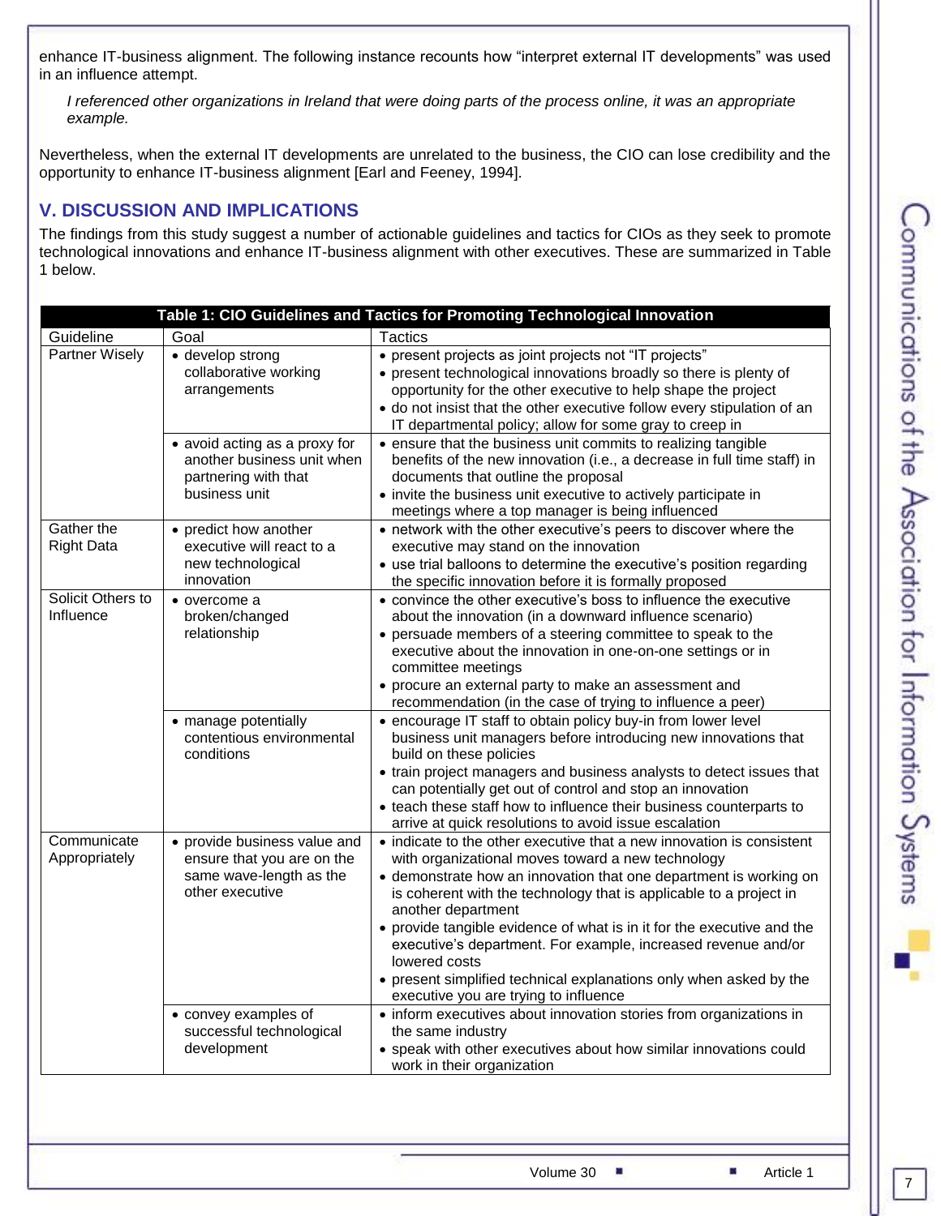enhance IT-business alignment. The following instance recounts how "interpret external IT developments" was used in an influence attempt.

> *I referenced other organizations in Ireland that were doing parts of the process online, it was an appropriate example.*

Nevertheless, when the external IT developments are unrelated to the business, the CIO can lose credibility and the opportunity to enhance IT-business alignment [Earl and Feeney, 1994].

## V. DISCUSSION AND IMPLICATIONS

The findings from this study suggest a number of actionable guidelines and tactics for CIOs as they seek to promote technological innovations and enhance IT-business alignment with other executives. These are summarized in Table 1 below.

**Table 1: CIO Guidelines and Tactics for Promoting Technological Innovation**

| Guideline | Goal | Tactics |
|---|---|---|
| Partner Wisely | • develop strong collaborative working arrangements | • present projects as joint projects not "IT projects"<br>• present technological innovations broadly so there is plenty of opportunity for the other executive to help shape the project<br>• do not insist that the other executive follow every stipulation of an IT departmental policy; allow for some gray to creep in |
| | • avoid acting as a proxy for another business unit when partnering with that business unit | • ensure that the business unit commits to realizing tangible benefits of the new innovation (i.e., a decrease in full time staff) in documents that outline the proposal<br>• invite the business unit executive to actively participate in meetings where a top manager is being influenced |
| Gather the Right Data | • predict how another executive will react to a new technological innovation | • network with the other executive's peers to discover where the executive may stand on the innovation<br>• use trial balloons to determine the executive's position regarding the specific innovation before it is formally proposed |
| Solicit Others to Influence | • overcome a broken/changed relationship | • convince the other executive's boss to influence the executive about the innovation (in a downward influence scenario)<br>• persuade members of a steering committee to speak to the executive about the innovation in one-on-one settings or in committee meetings<br>• procure an external party to make an assessment and recommendation (in the case of trying to influence a peer) |
| | • manage potentially contentious environmental conditions | • encourage IT staff to obtain policy buy-in from lower level business unit managers before introducing new innovations that build on these policies<br>• train project managers and business analysts to detect issues that can potentially get out of control and stop an innovation<br>• teach these staff how to influence their business counterparts to arrive at quick resolutions to avoid issue escalation |
| Communicate Appropriately | • provide business value and ensure that you are on the same wave-length as the other executive | • indicate to the other executive that a new innovation is consistent with organizational moves toward a new technology<br>• demonstrate how an innovation that one department is working on is coherent with the technology that is applicable to a project in another department<br>• provide tangible evidence of what is in it for the executive and the executive's department. For example, increased revenue and/or lowered costs<br>• present simplified technical explanations only when asked by the executive you are trying to influence |
| | • convey examples of successful technological development | • inform executives about innovation stories from organizations in the same industry<br>• speak with other executives about how similar innovations could work in their organization |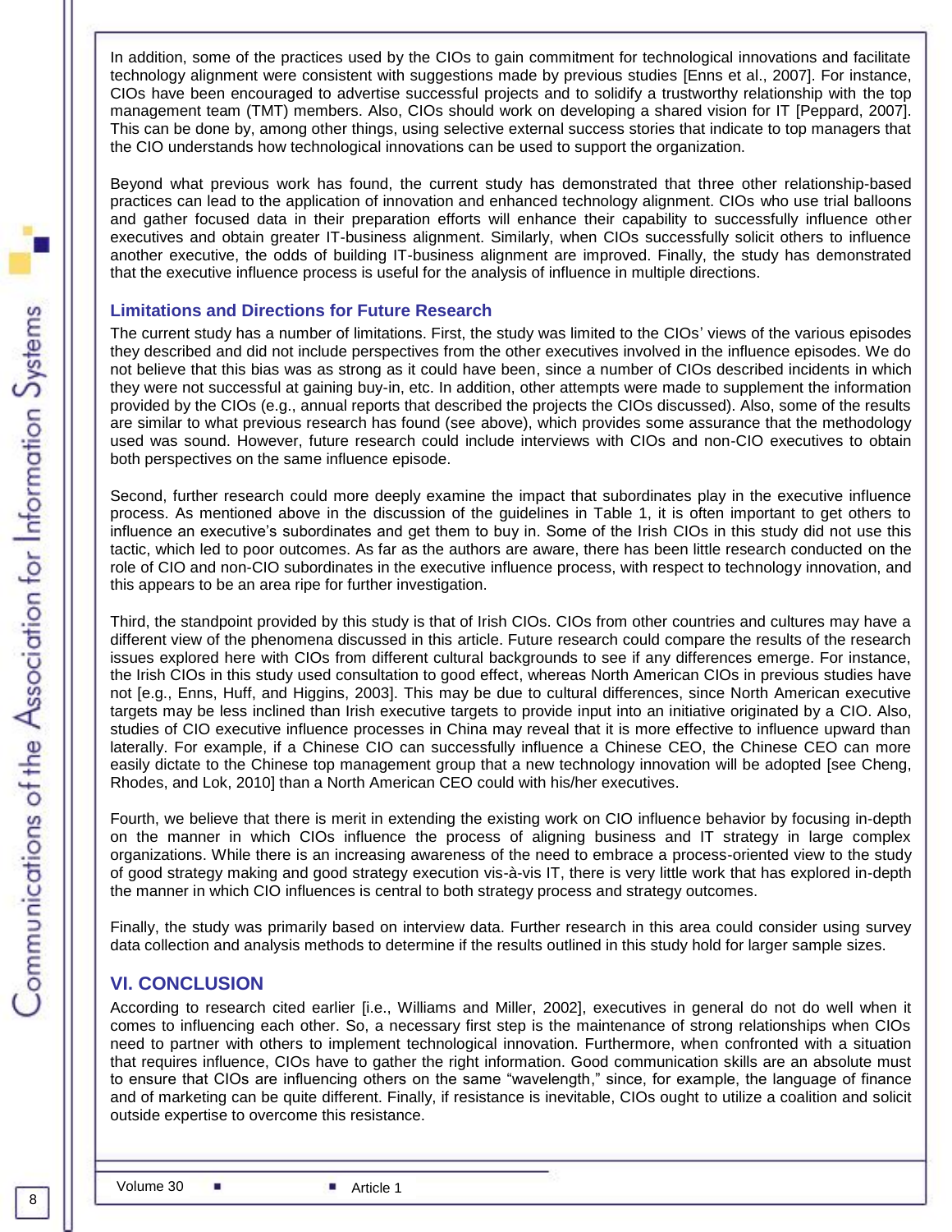In addition, some of the practices used by the CIOs to gain commitment for technological innovations and facilitate technology alignment were consistent with suggestions made by previous studies [Enns et al., 2007]. For instance, CIOs have been encouraged to advertise successful projects and to solidify a trustworthy relationship with the top management team (TMT) members. Also, CIOs should work on developing a shared vision for IT [Peppard, 2007]. This can be done by, among other things, using selective external success stories that indicate to top managers that the CIO understands how technological innovations can be used to support the organization.

Beyond what previous work has found, the current study has demonstrated that three other relationship-based practices can lead to the application of innovation and enhanced technology alignment. CIOs who use trial balloons and gather focused data in their preparation efforts will enhance their capability to successfully influence other executives and obtain greater IT-business alignment. Similarly, when CIOs successfully solicit others to influence another executive, the odds of building IT-business alignment are improved. Finally, the study has demonstrated that the executive influence process is useful for the analysis of influence in multiple directions.

### Limitations and Directions for Future Research

The current study has a number of limitations. First, the study was limited to the CIOs' views of the various episodes they described and did not include perspectives from the other executives involved in the influence episodes. We do not believe that this bias was as strong as it could have been, since a number of CIOs described incidents in which they were not successful at gaining buy-in, etc. In addition, other attempts were made to supplement the information provided by the CIOs (e.g., annual reports that described the projects the CIOs discussed). Also, some of the results are similar to what previous research has found (see above), which provides some assurance that the methodology used was sound. However, future research could include interviews with CIOs and non-CIO executives to obtain both perspectives on the same influence episode.

Second, further research could more deeply examine the impact that subordinates play in the executive influence process. As mentioned above in the discussion of the guidelines in Table 1, it is often important to get others to influence an executive's subordinates and get them to buy in. Some of the Irish CIOs in this study did not use this tactic, which led to poor outcomes. As far as the authors are aware, there has been little research conducted on the role of CIO and non-CIO subordinates in the executive influence process, with respect to technology innovation, and this appears to be an area ripe for further investigation.

Third, the standpoint provided by this study is that of Irish CIOs. CIOs from other countries and cultures may have a different view of the phenomena discussed in this article. Future research could compare the results of the research issues explored here with CIOs from different cultural backgrounds to see if any differences emerge. For instance, the Irish CIOs in this study used consultation to good effect, whereas North American CIOs in previous studies have not [e.g., Enns, Huff, and Higgins, 2003]. This may be due to cultural differences, since North American executive targets may be less inclined than Irish executive targets to provide input into an initiative originated by a CIO. Also, studies of CIO executive influence processes in China may reveal that it is more effective to influence upward than laterally. For example, if a Chinese CIO can successfully influence a Chinese CEO, the Chinese CEO can more easily dictate to the Chinese top management group that a new technology innovation will be adopted [see Cheng, Rhodes, and Lok, 2010] than a North American CEO could with his/her executives.

Fourth, we believe that there is merit in extending the existing work on CIO influence behavior by focusing in-depth on the manner in which CIOs influence the process of aligning business and IT strategy in large complex organizations. While there is an increasing awareness of the need to embrace a process-oriented view to the study of good strategy making and good strategy execution vis-à-vis IT, there is very little work that has explored in-depth the manner in which CIO influences is central to both strategy process and strategy outcomes.

Finally, the study was primarily based on interview data. Further research in this area could consider using survey data collection and analysis methods to determine if the results outlined in this study hold for larger sample sizes.

## VI. CONCLUSION

According to research cited earlier [i.e., Williams and Miller, 2002], executives in general do not do well when it comes to influencing each other. So, a necessary first step is the maintenance of strong relationships when CIOs need to partner with others to implement technological innovation. Furthermore, when confronted with a situation that requires influence, CIOs have to gather the right information. Good communication skills are an absolute must to ensure that CIOs are influencing others on the same "wavelength," since, for example, the language of finance and of marketing can be quite different. Finally, if resistance is inevitable, CIOs ought to utilize a coalition and solicit outside expertise to overcome this resistance.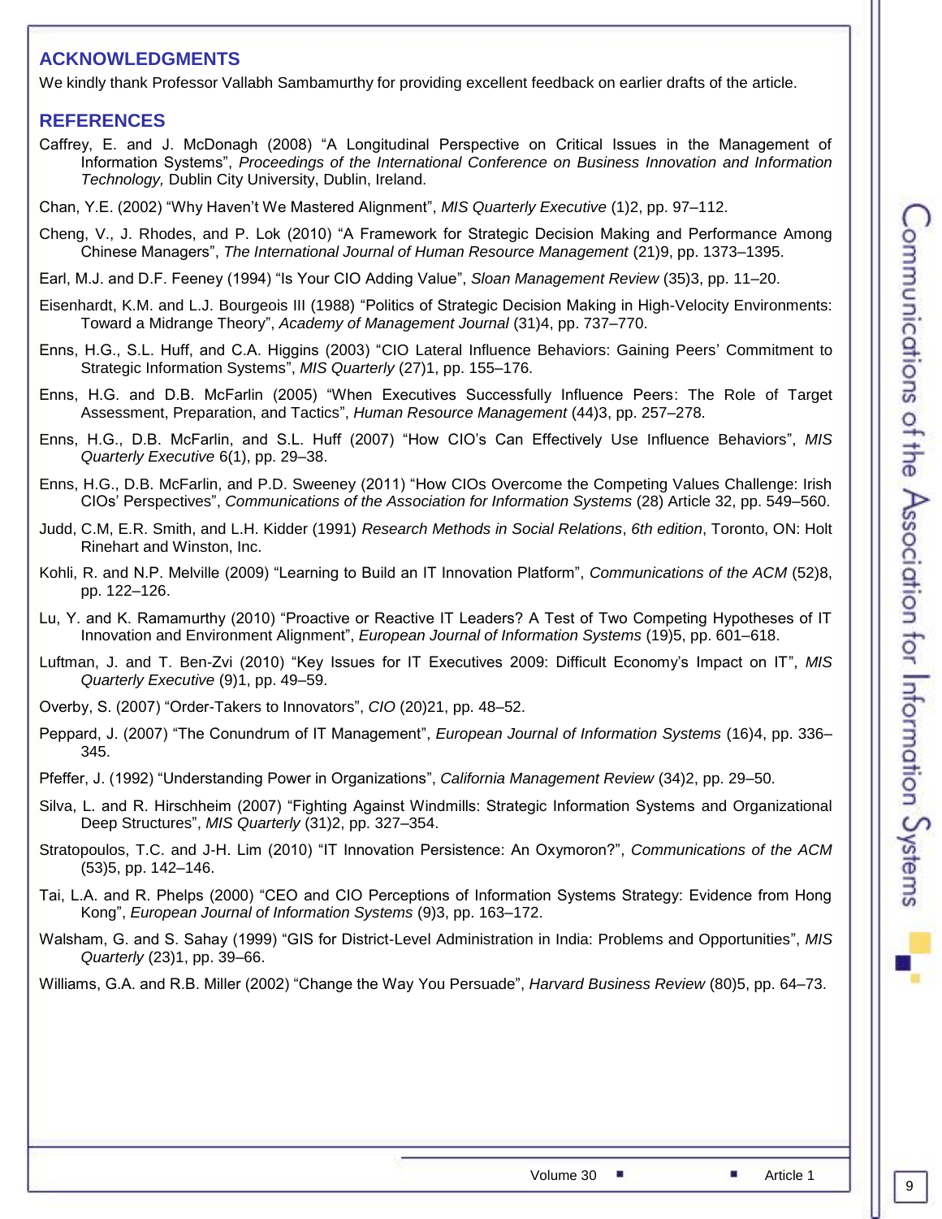## ACKNOWLEDGMENTS

We kindly thank Professor Vallabh Sambamurthy for providing excellent feedback on earlier drafts of the article.

## REFERENCES

Caffrey, E. and J. McDonagh (2008) "A Longitudinal Perspective on Critical Issues in the Management of Information Systems", *Proceedings of the International Conference on Business Innovation and Information Technology,* Dublin City University, Dublin, Ireland.

Chan, Y.E. (2002) "Why Haven't We Mastered Alignment", *MIS Quarterly Executive* (1)2, pp. 97–112.

Cheng, V., J. Rhodes, and P. Lok (2010) "A Framework for Strategic Decision Making and Performance Among Chinese Managers", *The International Journal of Human Resource Management* (21)9, pp. 1373–1395.

Earl, M.J. and D.F. Feeney (1994) "Is Your CIO Adding Value", *Sloan Management Review* (35)3, pp. 11–20.

Eisenhardt, K.M. and L.J. Bourgeois III (1988) "Politics of Strategic Decision Making in High-Velocity Environments: Toward a Midrange Theory", *Academy of Management Journal* (31)4, pp. 737–770.

Enns, H.G., S.L. Huff, and C.A. Higgins (2003) "CIO Lateral Influence Behaviors: Gaining Peers' Commitment to Strategic Information Systems", *MIS Quarterly* (27)1, pp. 155–176.

Enns, H.G. and D.B. McFarlin (2005) "When Executives Successfully Influence Peers: The Role of Target Assessment, Preparation, and Tactics", *Human Resource Management* (44)3, pp. 257–278.

Enns, H.G., D.B. McFarlin, and S.L. Huff (2007) "How CIO's Can Effectively Use Influence Behaviors", *MIS Quarterly Executive* 6(1), pp. 29–38.

Enns, H.G., D.B. McFarlin, and P.D. Sweeney (2011) "How CIOs Overcome the Competing Values Challenge: Irish CIOs' Perspectives", *Communications of the Association for Information Systems* (28) Article 32, pp. 549–560.

Judd, C.M, E.R. Smith, and L.H. Kidder (1991) *Research Methods in Social Relations*, *6th edition*, Toronto, ON: Holt Rinehart and Winston, Inc.

Kohli, R. and N.P. Melville (2009) "Learning to Build an IT Innovation Platform", *Communications of the ACM* (52)8, pp. 122–126.

Lu, Y. and K. Ramamurthy (2010) "Proactive or Reactive IT Leaders? A Test of Two Competing Hypotheses of IT Innovation and Environment Alignment", *European Journal of Information Systems* (19)5, pp. 601–618.

Luftman, J. and T. Ben-Zvi (2010) "Key Issues for IT Executives 2009: Difficult Economy's Impact on IT", *MIS Quarterly Executive* (9)1, pp. 49–59.

Overby, S. (2007) "Order-Takers to Innovators", *CIO* (20)21, pp. 48–52.

Peppard, J. (2007) "The Conundrum of IT Management", *European Journal of Information Systems* (16)4, pp. 336–345.

Pfeffer, J. (1992) "Understanding Power in Organizations", *California Management Review* (34)2, pp. 29–50.

Silva, L. and R. Hirschheim (2007) "Fighting Against Windmills: Strategic Information Systems and Organizational Deep Structures", *MIS Quarterly* (31)2, pp. 327–354.

Stratopoulos, T.C. and J-H. Lim (2010) "IT Innovation Persistence: An Oxymoron?", *Communications of the ACM* (53)5, pp. 142–146.

Tai, L.A. and R. Phelps (2000) "CEO and CIO Perceptions of Information Systems Strategy: Evidence from Hong Kong", *European Journal of Information Systems* (9)3, pp. 163–172.

Walsham, G. and S. Sahay (1999) "GIS for District-Level Administration in India: Problems and Opportunities", *MIS Quarterly* (23)1, pp. 39–66.

Williams, G.A. and R.B. Miller (2002) "Change the Way You Persuade", *Harvard Business Review* (80)5, pp. 64–73.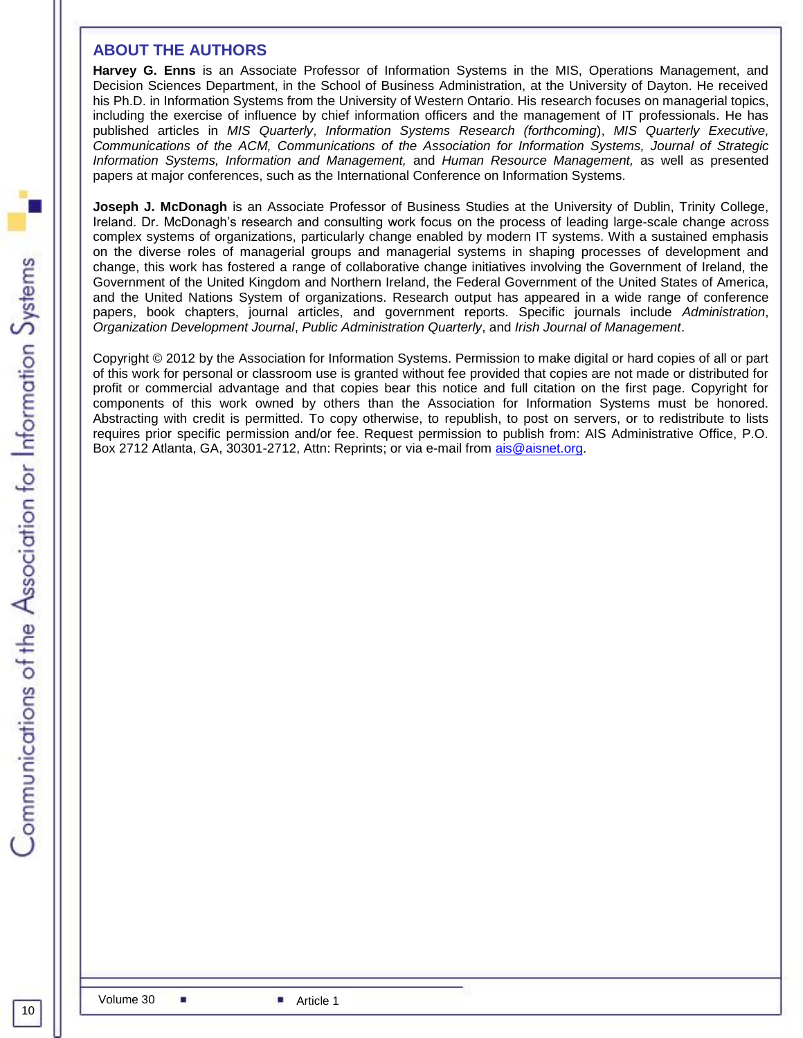## ABOUT THE AUTHORS

**Harvey G. Enns** is an Associate Professor of Information Systems in the MIS, Operations Management, and Decision Sciences Department, in the School of Business Administration, at the University of Dayton. He received his Ph.D. in Information Systems from the University of Western Ontario. His research focuses on managerial topics, including the exercise of influence by chief information officers and the management of IT professionals. He has published articles in *MIS Quarterly*, *Information Systems Research (forthcoming)*, *MIS Quarterly Executive, Communications of the ACM, Communications of the Association for Information Systems, Journal of Strategic Information Systems, Information and Management,* and *Human Resource Management,* as well as presented papers at major conferences, such as the International Conference on Information Systems.

**Joseph J. McDonagh** is an Associate Professor of Business Studies at the University of Dublin, Trinity College, Ireland. Dr. McDonagh's research and consulting work focus on the process of leading large-scale change across complex systems of organizations, particularly change enabled by modern IT systems. With a sustained emphasis on the diverse roles of managerial groups and managerial systems in shaping processes of development and change, this work has fostered a range of collaborative change initiatives involving the Government of Ireland, the Government of the United Kingdom and Northern Ireland, the Federal Government of the United States of America, and the United Nations System of organizations. Research output has appeared in a wide range of conference papers, book chapters, journal articles, and government reports. Specific journals include *Administration*, *Organization Development Journal*, *Public Administration Quarterly*, and *Irish Journal of Management*.

Copyright © 2012 by the Association for Information Systems. Permission to make digital or hard copies of all or part of this work for personal or classroom use is granted without fee provided that copies are not made or distributed for profit or commercial advantage and that copies bear this notice and full citation on the first page. Copyright for components of this work owned by others than the Association for Information Systems must be honored. Abstracting with credit is permitted. To copy otherwise, to republish, to post on servers, or to redistribute to lists requires prior specific permission and/or fee. Request permission to publish from: AIS Administrative Office, P.O. Box 2712 Atlanta, GA, 30301-2712, Attn: Reprints; or via e-mail from ais@aisnet.org.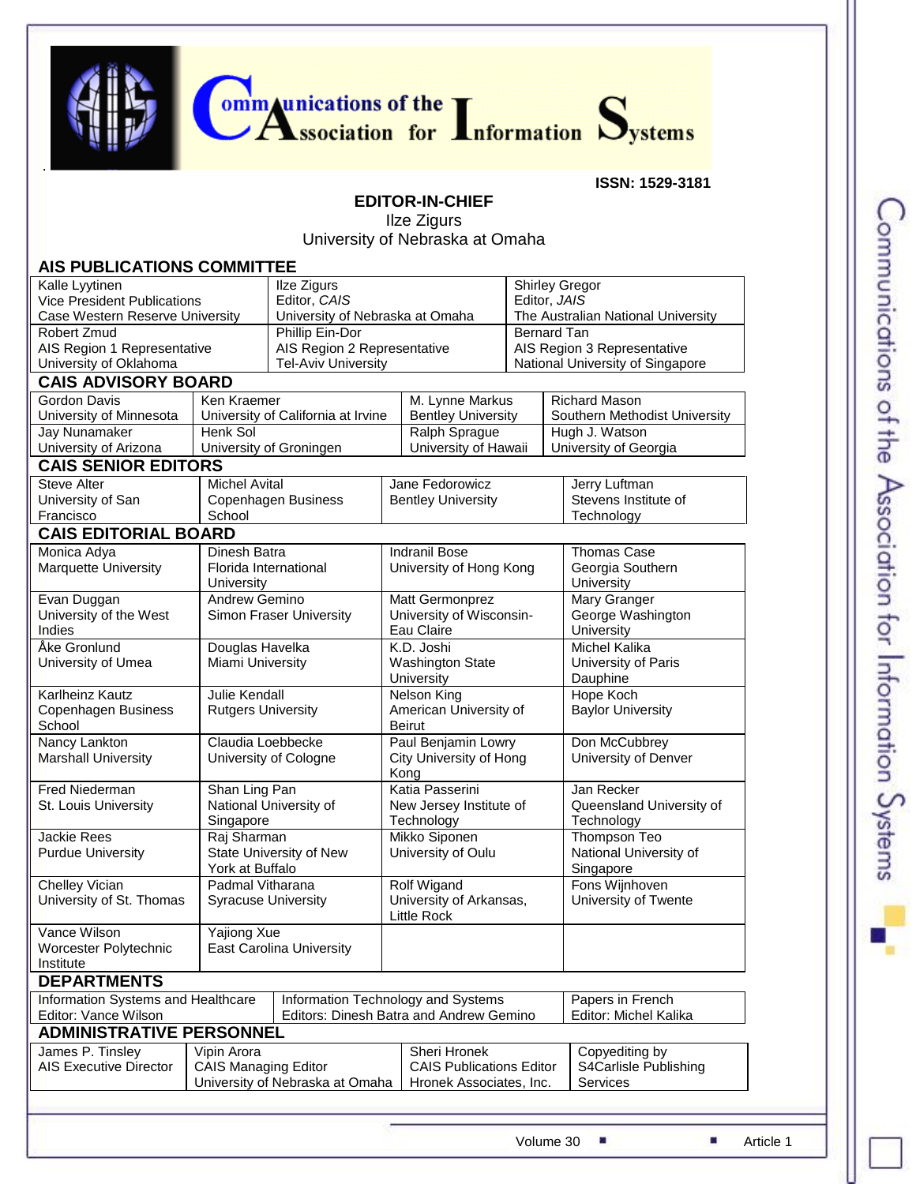Communications of the Association for Information Systems

**ISSN: 1529-3181**

**EDITOR-IN-CHIEF**

Ilze Zigurs

University of Nebraska at Omaha

## AIS PUBLICATIONS COMMITTEE

| | | |
|---|---|---|
| Kalle Lyytinen<br>Vice President Publications<br>Case Western Reserve University | Ilze Zigurs<br>Editor, *CAIS*<br>University of Nebraska at Omaha | Shirley Gregor<br>Editor, *JAIS*<br>The Australian National University |
| Robert Zmud<br>AIS Region 1 Representative<br>University of Oklahoma | Phillip Ein-Dor<br>AIS Region 2 Representative<br>Tel-Aviv University | Bernard Tan<br>AIS Region 3 Representative<br>National University of Singapore |

## CAIS ADVISORY BOARD

| | | | |
|---|---|---|---|
| Gordon Davis<br>University of Minnesota | Ken Kraemer<br>University of California at Irvine | M. Lynne Markus<br>Bentley University | Richard Mason<br>Southern Methodist University |
| Jay Nunamaker<br>University of Arizona | Henk Sol<br>University of Groningen | Ralph Sprague<br>University of Hawaii | Hugh J. Watson<br>University of Georgia |

## CAIS SENIOR EDITORS

| | | | |
|---|---|---|---|
| Steve Alter<br>University of San Francisco | Michel Avital<br>Copenhagen Business School | Jane Fedorowicz<br>Bentley University | Jerry Luftman<br>Stevens Institute of Technology |

## CAIS EDITORIAL BOARD

| | | | |
|---|---|---|---|
| Monica Adya<br>Marquette University | Dinesh Batra<br>Florida International University | Indranil Bose<br>University of Hong Kong | Thomas Case<br>Georgia Southern University |
| Evan Duggan<br>University of the West Indies | Andrew Gemino<br>Simon Fraser University | Matt Germonprez<br>University of Wisconsin-Eau Claire | Mary Granger<br>George Washington University |
| Åke Gronlund<br>University of Umea | Douglas Havelka<br>Miami University | K.D. Joshi<br>Washington State University | Michel Kalika<br>University of Paris Dauphine |
| Karlheinz Kautz<br>Copenhagen Business School | Julie Kendall<br>Rutgers University | Nelson King<br>American University of Beirut | Hope Koch<br>Baylor University |
| Nancy Lankton<br>Marshall University | Claudia Loebbecke<br>University of Cologne | Paul Benjamin Lowry<br>City University of Hong Kong | Don McCubbrey<br>University of Denver |
| Fred Niederman<br>St. Louis University | Shan Ling Pan<br>National University of Singapore | Katia Passerini<br>New Jersey Institute of Technology | Jan Recker<br>Queensland University of Technology |
| Jackie Rees<br>Purdue University | Raj Sharman<br>State University of New York at Buffalo | Mikko Siponen<br>University of Oulu | Thompson Teo<br>National University of Singapore |
| Chelley Vician<br>University of St. Thomas | Padmal Vitharana<br>Syracuse University | Rolf Wigand<br>University of Arkansas, Little Rock | Fons Wijnhoven<br>University of Twente |
| Vance Wilson<br>Worcester Polytechnic Institute | Yajiong Xue<br>East Carolina University | | |

## DEPARTMENTS

| | | |
|---|---|---|
| Information Systems and Healthcare<br>Editor: Vance Wilson | Information Technology and Systems<br>Editors: Dinesh Batra and Andrew Gemino | Papers in French<br>Editor: Michel Kalika |

## ADMINISTRATIVE PERSONNEL

| | | | |
|---|---|---|---|
| James P. Tinsley<br>AIS Executive Director | Vipin Arora<br>CAIS Managing Editor<br>University of Nebraska at Omaha | Sheri Hronek<br>CAIS Publications Editor<br>Hronek Associates, Inc. | Copyediting by<br>S4Carlisle Publishing Services |